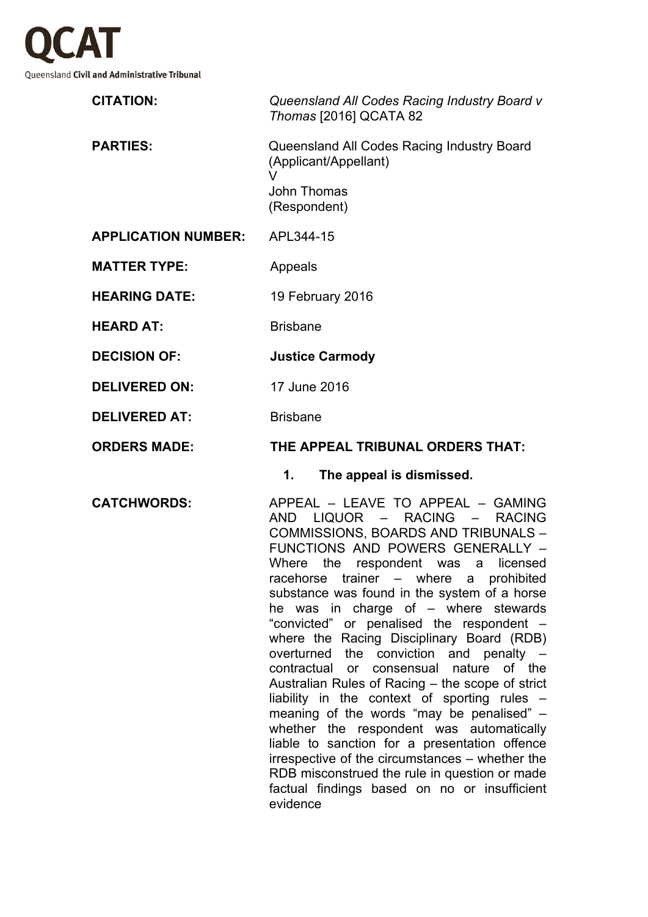**QCAT**

Queensland **Civil and Administrative Tribunal**

| | |
|---|---|
| **CITATION:** | *Queensland All Codes Racing Industry Board v Thomas* [2016] QCATA 82 |
| **PARTIES:** | Queensland All Codes Racing Industry Board (Applicant/Appellant) V John Thomas (Respondent) |
| **APPLICATION NUMBER:** | APL344-15 |
| **MATTER TYPE:** | Appeals |
| **HEARING DATE:** | 19 February 2016 |
| **HEARD AT:** | Brisbane |
| **DECISION OF:** | **Justice Carmody** |
| **DELIVERED ON:** | 17 June 2016 |
| **DELIVERED AT:** | Brisbane |
| **ORDERS MADE:** | **THE APPEAL TRIBUNAL ORDERS THAT:** **1. The appeal is dismissed.** |
| **CATCHWORDS:** | APPEAL – LEAVE TO APPEAL – GAMING AND LIQUOR – RACING – RACING COMMISSIONS, BOARDS AND TRIBUNALS – FUNCTIONS AND POWERS GENERALLY – Where the respondent was a licensed racehorse trainer – where a prohibited substance was found in the system of a horse he was in charge of – where stewards "convicted" or penalised the respondent – where the Racing Disciplinary Board (RDB) overturned the conviction and penalty – contractual or consensual nature of the Australian Rules of Racing – the scope of strict liability in the context of sporting rules – meaning of the words "may be penalised" – whether the respondent was automatically liable to sanction for a presentation offence irrespective of the circumstances – whether the RDB misconstrued the rule in question or made factual findings based on no or insufficient evidence |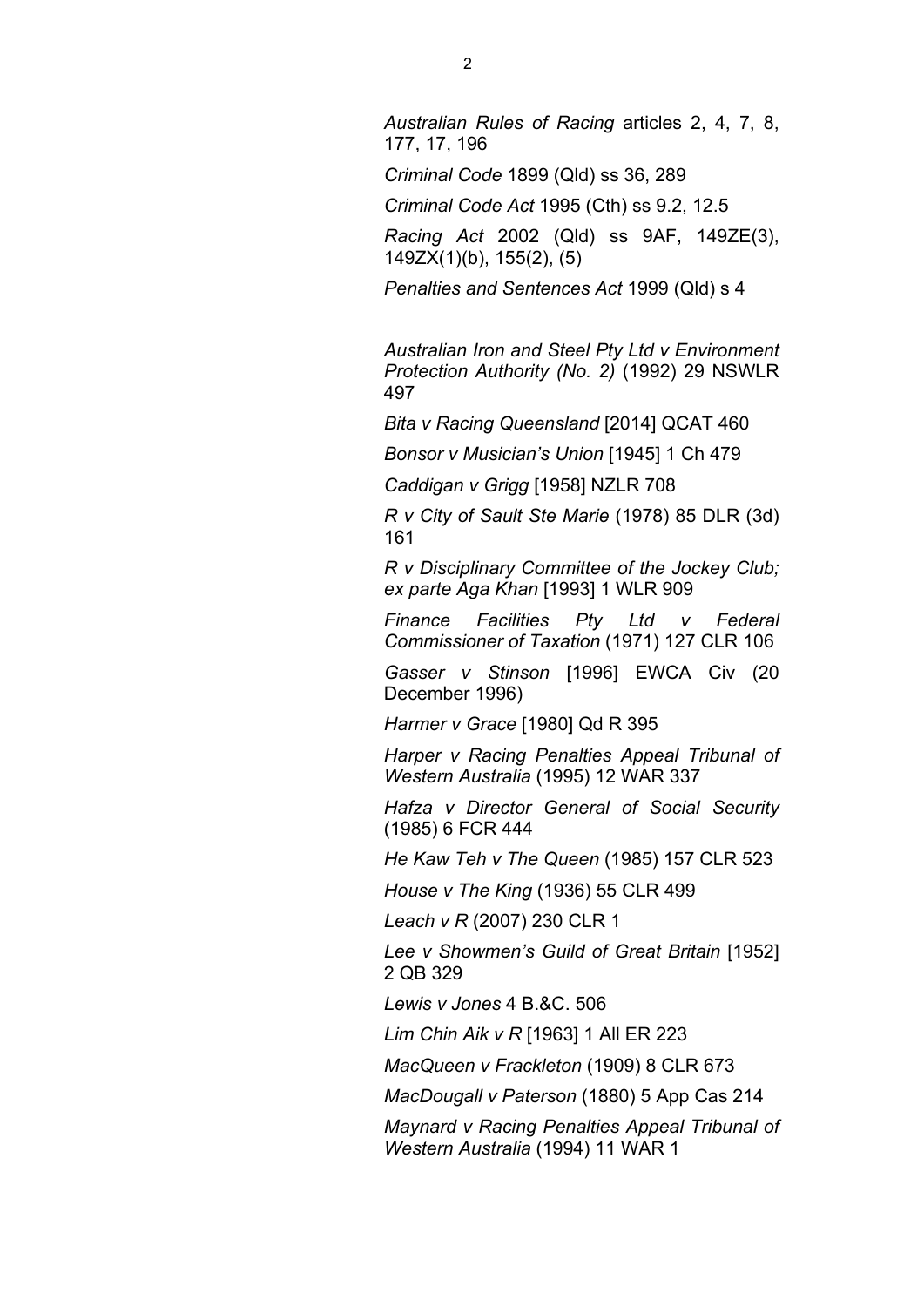*Australian Rules of Racing* articles 2, 4, 7, 8, 177, 17, 196

*Criminal Code* 1899 (Qld) ss 36, 289

*Criminal Code Act* 1995 (Cth) ss 9.2, 12.5

*Racing Act* 2002 (Qld) ss 9AF, 149ZE(3), 149ZX(1)(b), 155(2), (5)

*Penalties and Sentences Act* 1999 (Qld) s 4

*Australian Iron and Steel Pty Ltd v Environment Protection Authority (No. 2)* (1992) 29 NSWLR 497

*Bita v Racing Queensland* [2014] QCAT 460

*Bonsor v Musician's Union* [1945] 1 Ch 479

*Caddigan v Grigg* [1958] NZLR 708

*R v City of Sault Ste Marie* (1978) 85 DLR (3d) 161

*R v Disciplinary Committee of the Jockey Club; ex parte Aga Khan* [1993] 1 WLR 909

*Finance Facilities Pty Ltd v Federal Commissioner of Taxation* (1971) 127 CLR 106

*Gasser v Stinson* [1996] EWCA Civ (20 December 1996)

*Harmer v Grace* [1980] Qd R 395

*Harper v Racing Penalties Appeal Tribunal of Western Australia* (1995) 12 WAR 337

*Hafza v Director General of Social Security* (1985) 6 FCR 444

*He Kaw Teh v The Queen* (1985) 157 CLR 523

*House v The King* (1936) 55 CLR 499

*Leach v R* (2007) 230 CLR 1

*Lee v Showmen's Guild of Great Britain* [1952] 2 QB 329

*Lewis v Jones* 4 B.&C. 506

*Lim Chin Aik v R* [1963] 1 All ER 223

*MacQueen v Frackleton* (1909) 8 CLR 673

*MacDougall v Paterson* (1880) 5 App Cas 214

*Maynard v Racing Penalties Appeal Tribunal of Western Australia* (1994) 11 WAR 1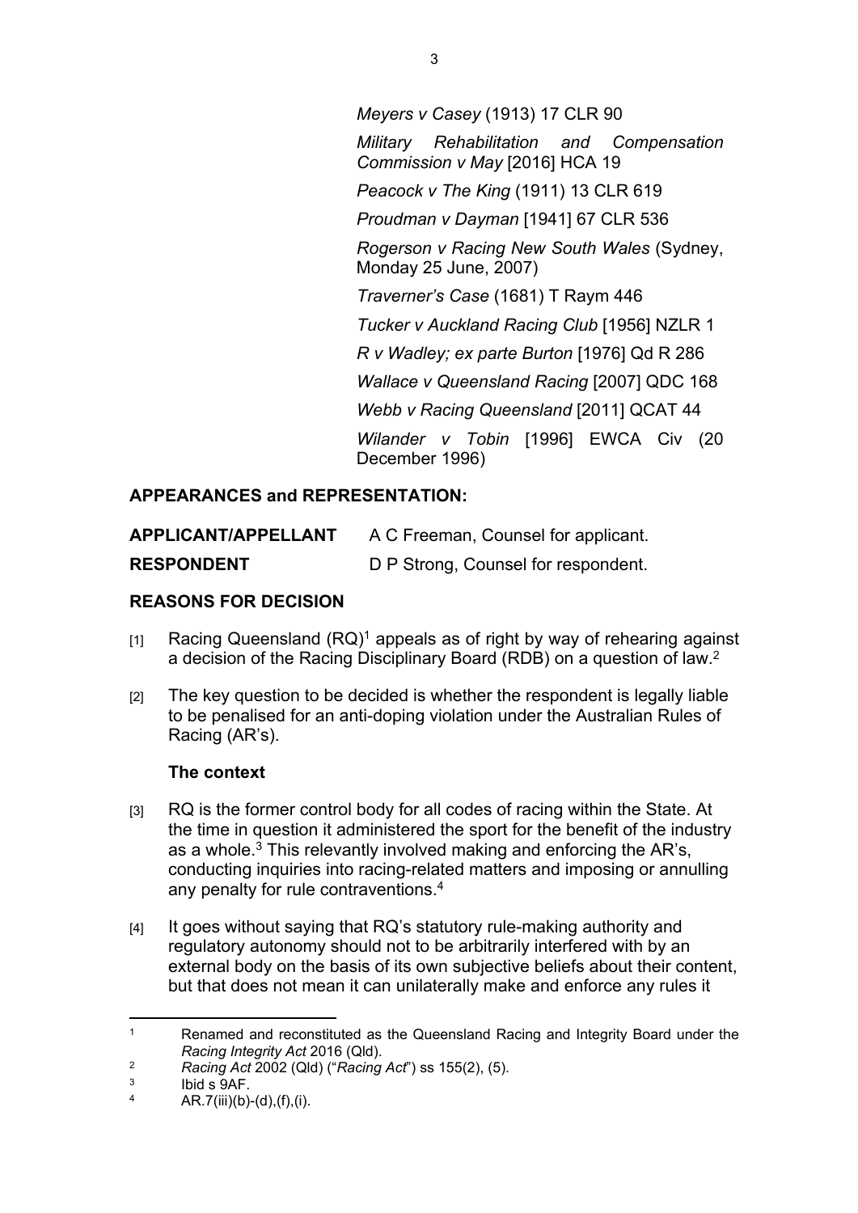*Meyers v Casey* (1913) 17 CLR 90

*Military Rehabilitation and Compensation Commission v May* [2016] HCA 19

*Peacock v The King* (1911) 13 CLR 619

*Proudman v Dayman* [1941] 67 CLR 536

*Rogerson v Racing New South Wales* (Sydney, Monday 25 June, 2007)

*Traverner's Case* (1681) T Raym 446

*Tucker v Auckland Racing Club* [1956] NZLR 1

*R v Wadley; ex parte Burton* [1976] Qd R 286

*Wallace v Queensland Racing* [2007] QDC 168

*Webb v Racing Queensland* [2011] QCAT 44

*Wilander v Tobin* [1996] EWCA Civ (20 December 1996)

**APPEARANCES and REPRESENTATION:**

| | |
|---|---|
| **APPLICANT/APPELLANT** | A C Freeman, Counsel for applicant. |
| **RESPONDENT** | D P Strong, Counsel for respondent. |

**REASONS FOR DECISION**

[1] Racing Queensland (RQ)[1] appeals as of right by way of rehearing against a decision of the Racing Disciplinary Board (RDB) on a question of law.[2]

[2] The key question to be decided is whether the respondent is legally liable to be penalised for an anti-doping violation under the Australian Rules of Racing (AR's).

**The context**

[3] RQ is the former control body for all codes of racing within the State. At the time in question it administered the sport for the benefit of the industry as a whole.[3] This relevantly involved making and enforcing the AR's, conducting inquiries into racing-related matters and imposing or annulling any penalty for rule contraventions.[4]

[4] It goes without saying that RQ's statutory rule-making authority and regulatory autonomy should not to be arbitrarily interfered with by an external body on the basis of its own subjective beliefs about their content, but that does not mean it can unilaterally make and enforce any rules it

---

[1] Renamed and reconstituted as the Queensland Racing and Integrity Board under the *Racing Integrity Act* 2016 (Qld).

[2] *Racing Act* 2002 (Qld) ("*Racing Act*") ss 155(2), (5).

[3] Ibid s 9AF.

[4] AR.7(iii)(b)-(d),(f),(i).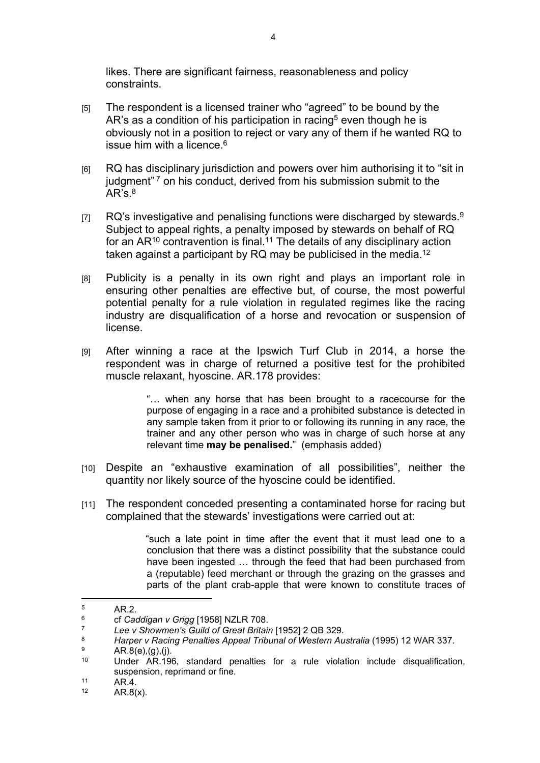likes. There are significant fairness, reasonableness and policy constraints.

[5] The respondent is a licensed trainer who "agreed" to be bound by the AR's as a condition of his participation in racing[5] even though he is obviously not in a position to reject or vary any of them if he wanted RQ to issue him with a licence.[6]

[6] RQ has disciplinary jurisdiction and powers over him authorising it to "sit in judgment" [7] on his conduct, derived from his submission submit to the AR's.[8]

[7] RQ's investigative and penalising functions were discharged by stewards.[9] Subject to appeal rights, a penalty imposed by stewards on behalf of RQ for an AR[10] contravention is final.[11] The details of any disciplinary action taken against a participant by RQ may be publicised in the media.[12]

[8] Publicity is a penalty in its own right and plays an important role in ensuring other penalties are effective but, of course, the most powerful potential penalty for a rule violation in regulated regimes like the racing industry are disqualification of a horse and revocation or suspension of license.

[9] After winning a race at the Ipswich Turf Club in 2014, a horse the respondent was in charge of returned a positive test for the prohibited muscle relaxant, hyoscine. AR.178 provides:

> "… when any horse that has been brought to a racecourse for the purpose of engaging in a race and a prohibited substance is detected in any sample taken from it prior to or following its running in any race, the trainer and any other person who was in charge of such horse at any relevant time **may be penalised.**" (emphasis added)

[10] Despite an "exhaustive examination of all possibilities", neither the quantity nor likely source of the hyoscine could be identified.

[11] The respondent conceded presenting a contaminated horse for racing but complained that the stewards' investigations were carried out at:

> "such a late point in time after the event that it must lead one to a conclusion that there was a distinct possibility that the substance could have been ingested … through the feed that had been purchased from a (reputable) feed merchant or through the grazing on the grasses and parts of the plant crab-apple that were known to constitute traces of

---

[5] AR.2.

[6] cf *Caddigan v Grigg* [1958] NZLR 708.

[7] *Lee v Showmen's Guild of Great Britain* [1952] 2 QB 329.

[8] *Harper v Racing Penalties Appeal Tribunal of Western Australia* (1995) 12 WAR 337.

[9] AR.8(e),(g),(j).

[10] Under AR.196, standard penalties for a rule violation include disqualification, suspension, reprimand or fine.

[11] AR.4.

[12] AR.8(x).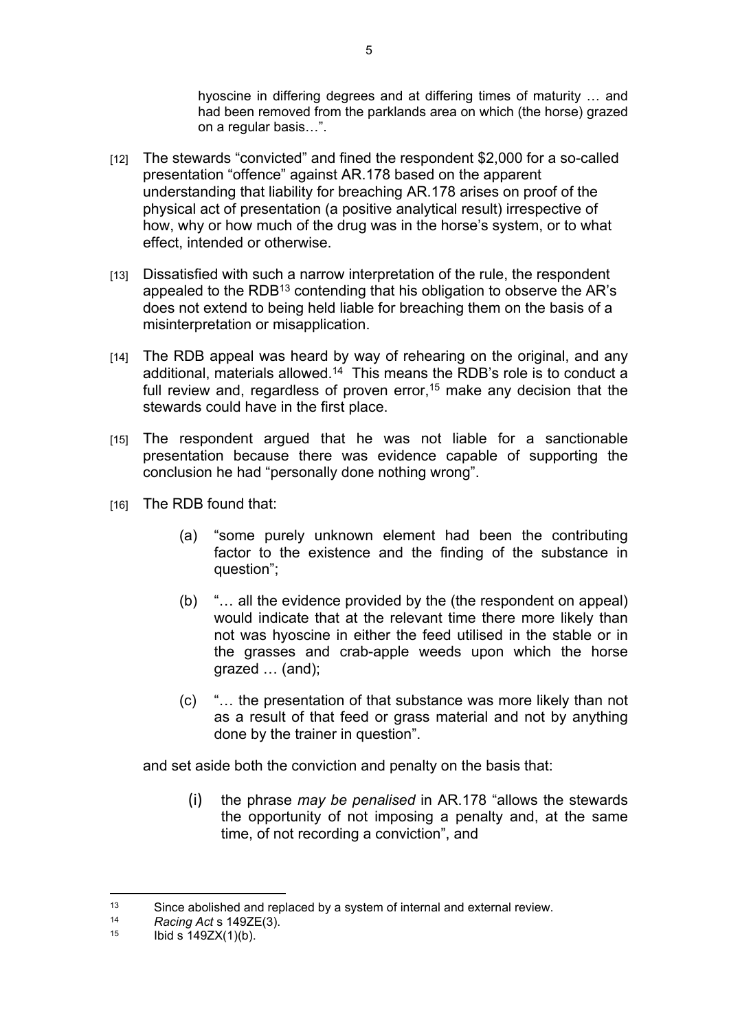hyoscine in differing degrees and at differing times of maturity … and had been removed from the parklands area on which (the horse) grazed on a regular basis…".

[12] The stewards "convicted" and fined the respondent $2,000 for a so-called presentation "offence" against AR.178 based on the apparent understanding that liability for breaching AR.178 arises on proof of the physical act of presentation (a positive analytical result) irrespective of how, why or how much of the drug was in the horse's system, or to what effect, intended or otherwise.

[13] Dissatisfied with such a narrow interpretation of the rule, the respondent appealed to the RDB[13] contending that his obligation to observe the AR's does not extend to being held liable for breaching them on the basis of a misinterpretation or misapplication.

[14] The RDB appeal was heard by way of rehearing on the original, and any additional, materials allowed.[14] This means the RDB's role is to conduct a full review and, regardless of proven error,[15] make any decision that the stewards could have in the first place.

[15] The respondent argued that he was not liable for a sanctionable presentation because there was evidence capable of supporting the conclusion he had "personally done nothing wrong".

[16] The RDB found that:

> (a) "some purely unknown element had been the contributing factor to the existence and the finding of the substance in question";
>
> (b) "… all the evidence provided by the (the respondent on appeal) would indicate that at the relevant time there more likely than not was hyoscine in either the feed utilised in the stable or in the grasses and crab-apple weeds upon which the horse grazed … (and);
>
> (c) "… the presentation of that substance was more likely than not as a result of that feed or grass material and not by anything done by the trainer in question".

and set aside both the conviction and penalty on the basis that:

> (i) the phrase *may be penalised* in AR.178 "allows the stewards the opportunity of not imposing a penalty and, at the same time, of not recording a conviction", and

---

[13] Since abolished and replaced by a system of internal and external review.

[14] *Racing Act* s 149ZE(3).

[15] Ibid s 149ZX(1)(b).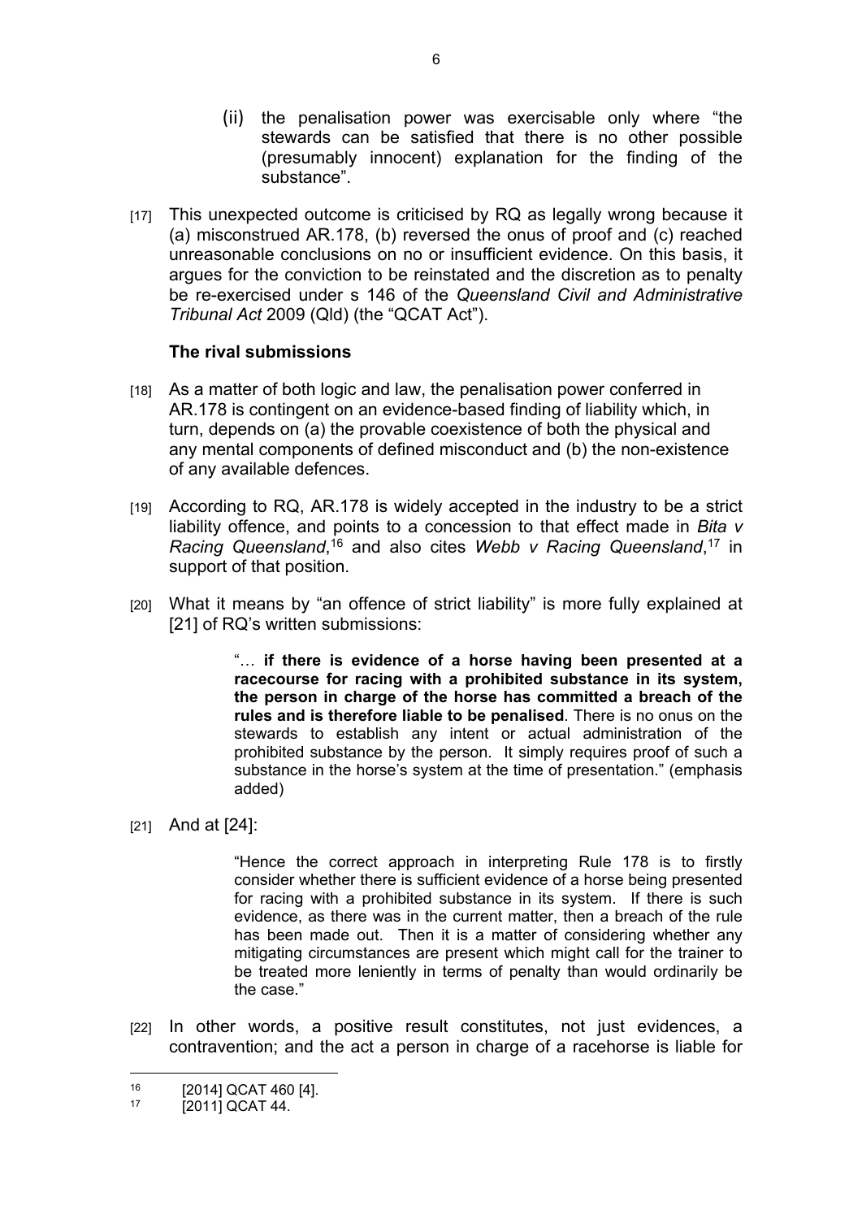(ii) the penalisation power was exercisable only where "the stewards can be satisfied that there is no other possible (presumably innocent) explanation for the finding of the substance".

[17] This unexpected outcome is criticised by RQ as legally wrong because it (a) misconstrued AR.178, (b) reversed the onus of proof and (c) reached unreasonable conclusions on no or insufficient evidence. On this basis, it argues for the conviction to be reinstated and the discretion as to penalty be re-exercised under s 146 of the *Queensland Civil and Administrative Tribunal Act* 2009 (Qld) (the "QCAT Act").

**The rival submissions**

[18] As a matter of both logic and law, the penalisation power conferred in AR.178 is contingent on an evidence-based finding of liability which, in turn, depends on (a) the provable coexistence of both the physical and any mental components of defined misconduct and (b) the non-existence of any available defences.

[19] According to RQ, AR.178 is widely accepted in the industry to be a strict liability offence, and points to a concession to that effect made in *Bita v Racing Queensland*,[16] and also cites *Webb v Racing Queensland*,[17] in support of that position.

[20] What it means by "an offence of strict liability" is more fully explained at [21] of RQ's written submissions:

> "… **if there is evidence of a horse having been presented at a racecourse for racing with a prohibited substance in its system, the person in charge of the horse has committed a breach of the rules and is therefore liable to be penalised**. There is no onus on the stewards to establish any intent or actual administration of the prohibited substance by the person. It simply requires proof of such a substance in the horse's system at the time of presentation." (emphasis added)

[21] And at [24]:

> "Hence the correct approach in interpreting Rule 178 is to firstly consider whether there is sufficient evidence of a horse being presented for racing with a prohibited substance in its system. If there is such evidence, as there was in the current matter, then a breach of the rule has been made out. Then it is a matter of considering whether any mitigating circumstances are present which might call for the trainer to be treated more leniently in terms of penalty than would ordinarily be the case."

[22] In other words, a positive result constitutes, not just evidences, a contravention; and the act a person in charge of a racehorse is liable for

---

[16] [2014] QCAT 460 [4].

[17] [2011] QCAT 44.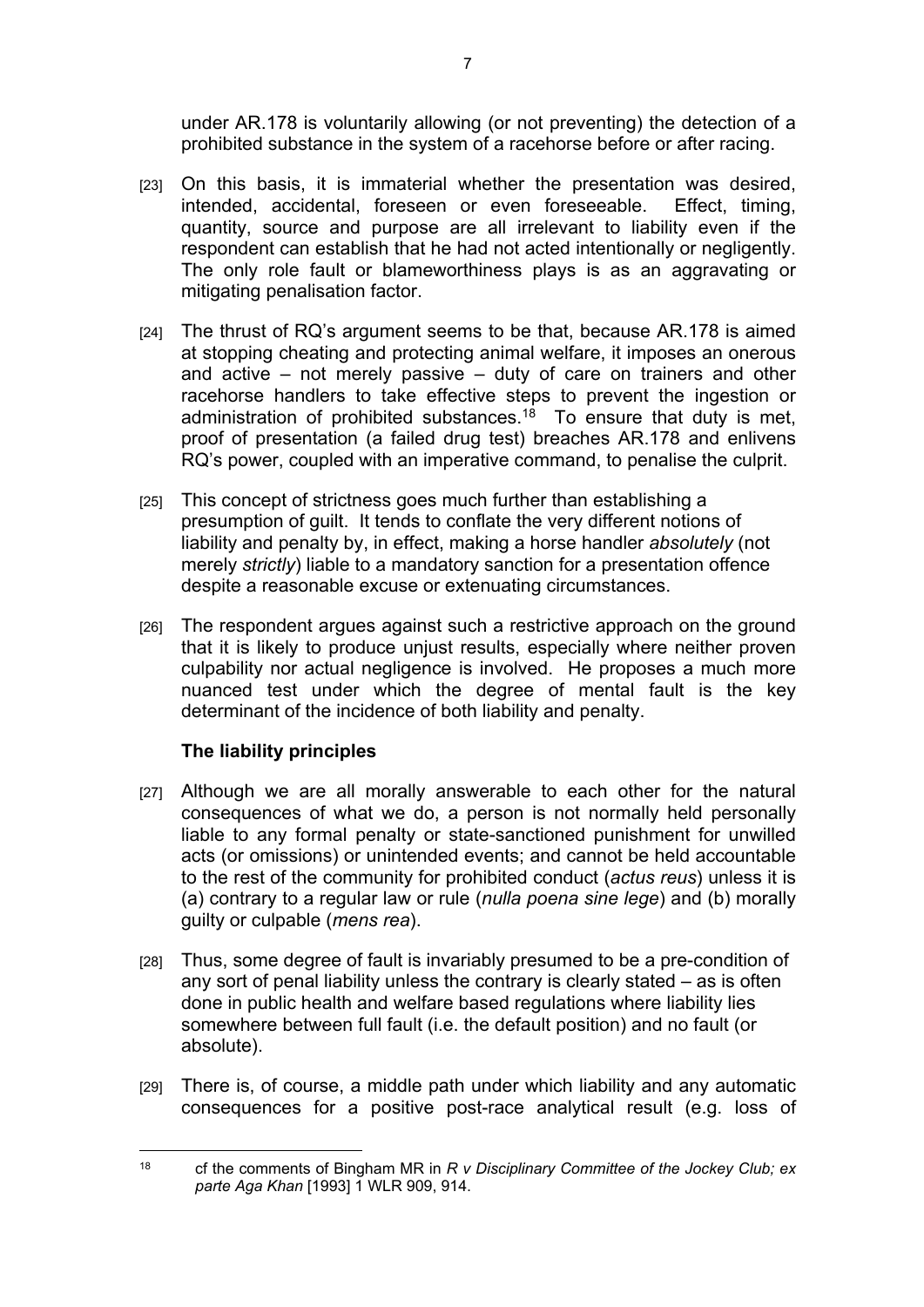under AR.178 is voluntarily allowing (or not preventing) the detection of a prohibited substance in the system of a racehorse before or after racing.

[23] On this basis, it is immaterial whether the presentation was desired, intended, accidental, foreseen or even foreseeable. Effect, timing, quantity, source and purpose are all irrelevant to liability even if the respondent can establish that he had not acted intentionally or negligently. The only role fault or blameworthiness plays is as an aggravating or mitigating penalisation factor.

[24] The thrust of RQ's argument seems to be that, because AR.178 is aimed at stopping cheating and protecting animal welfare, it imposes an onerous and active – not merely passive – duty of care on trainers and other racehorse handlers to take effective steps to prevent the ingestion or administration of prohibited substances.[18] To ensure that duty is met, proof of presentation (a failed drug test) breaches AR.178 and enlivens RQ's power, coupled with an imperative command, to penalise the culprit.

[25] This concept of strictness goes much further than establishing a presumption of guilt. It tends to conflate the very different notions of liability and penalty by, in effect, making a horse handler *absolutely* (not merely *strictly*) liable to a mandatory sanction for a presentation offence despite a reasonable excuse or extenuating circumstances.

[26] The respondent argues against such a restrictive approach on the ground that it is likely to produce unjust results, especially where neither proven culpability nor actual negligence is involved. He proposes a much more nuanced test under which the degree of mental fault is the key determinant of the incidence of both liability and penalty.

## The liability principles

[27] Although we are all morally answerable to each other for the natural consequences of what we do, a person is not normally held personally liable to any formal penalty or state-sanctioned punishment for unwilled acts (or omissions) or unintended events; and cannot be held accountable to the rest of the community for prohibited conduct (*actus reus*) unless it is (a) contrary to a regular law or rule (*nulla poena sine lege*) and (b) morally guilty or culpable (*mens rea*).

[28] Thus, some degree of fault is invariably presumed to be a pre-condition of any sort of penal liability unless the contrary is clearly stated – as is often done in public health and welfare based regulations where liability lies somewhere between full fault (i.e. the default position) and no fault (or absolute).

[29] There is, of course, a middle path under which liability and any automatic consequences for a positive post-race analytical result (e.g. loss of

---

[18] cf the comments of Bingham MR in *R v Disciplinary Committee of the Jockey Club; ex parte Aga Khan* [1993] 1 WLR 909, 914.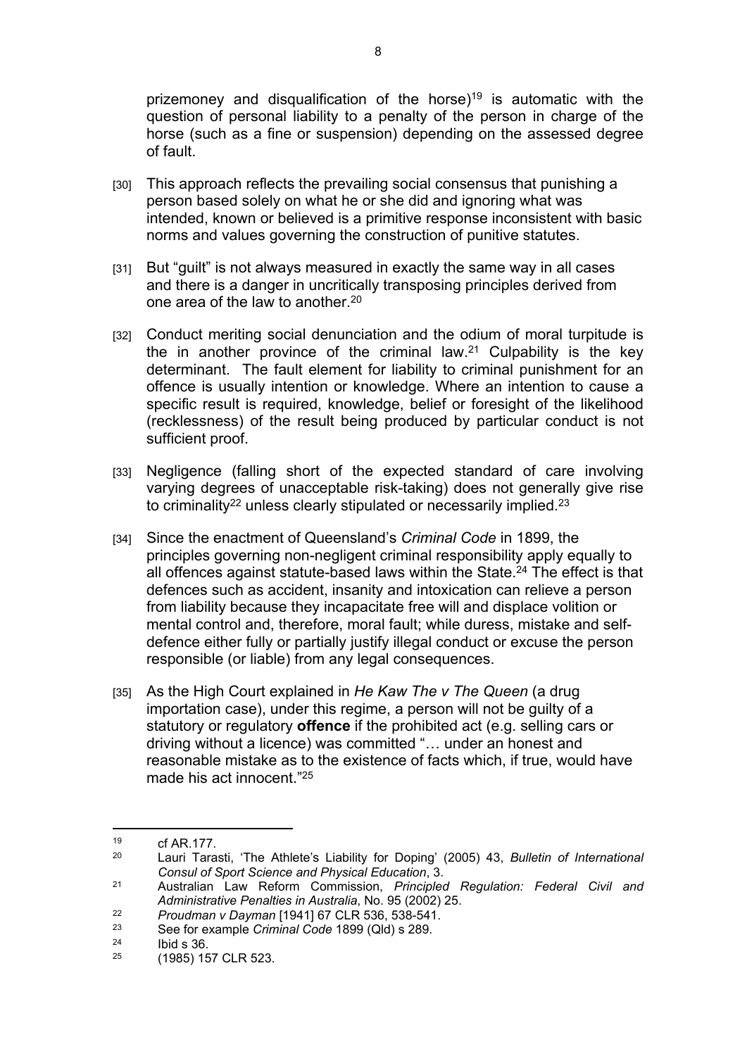prizemoney and disqualification of the horse)[19] is automatic with the question of personal liability to a penalty of the person in charge of the horse (such as a fine or suspension) depending on the assessed degree of fault.

[30] This approach reflects the prevailing social consensus that punishing a person based solely on what he or she did and ignoring what was intended, known or believed is a primitive response inconsistent with basic norms and values governing the construction of punitive statutes.

[31] But "guilt" is not always measured in exactly the same way in all cases and there is a danger in uncritically transposing principles derived from one area of the law to another.[20]

[32] Conduct meriting social denunciation and the odium of moral turpitude is the in another province of the criminal law.[21] Culpability is the key determinant. The fault element for liability to criminal punishment for an offence is usually intention or knowledge. Where an intention to cause a specific result is required, knowledge, belief or foresight of the likelihood (recklessness) of the result being produced by particular conduct is not sufficient proof.

[33] Negligence (falling short of the expected standard of care involving varying degrees of unacceptable risk-taking) does not generally give rise to criminality[22] unless clearly stipulated or necessarily implied.[23]

[34] Since the enactment of Queensland's *Criminal Code* in 1899, the principles governing non-negligent criminal responsibility apply equally to all offences against statute-based laws within the State.[24] The effect is that defences such as accident, insanity and intoxication can relieve a person from liability because they incapacitate free will and displace volition or mental control and, therefore, moral fault; while duress, mistake and self-defence either fully or partially justify illegal conduct or excuse the person responsible (or liable) from any legal consequences.

[35] As the High Court explained in *He Kaw The v The Queen* (a drug importation case), under this regime, a person will not be guilty of a statutory or regulatory **offence** if the prohibited act (e.g. selling cars or driving without a licence) was committed "… under an honest and reasonable mistake as to the existence of facts which, if true, would have made his act innocent."[25]

---

[19] cf AR.177.

[20] Lauri Tarasti, 'The Athlete's Liability for Doping' (2005) 43, *Bulletin of International Consul of Sport Science and Physical Education*, 3.

[21] Australian Law Reform Commission, *Principled Regulation: Federal Civil and Administrative Penalties in Australia*, No. 95 (2002) 25.

[22] *Proudman v Dayman* [1941] 67 CLR 536, 538-541.

[23] See for example *Criminal Code* 1899 (Qld) s 289.

[24] Ibid s 36.

[25] (1985) 157 CLR 523.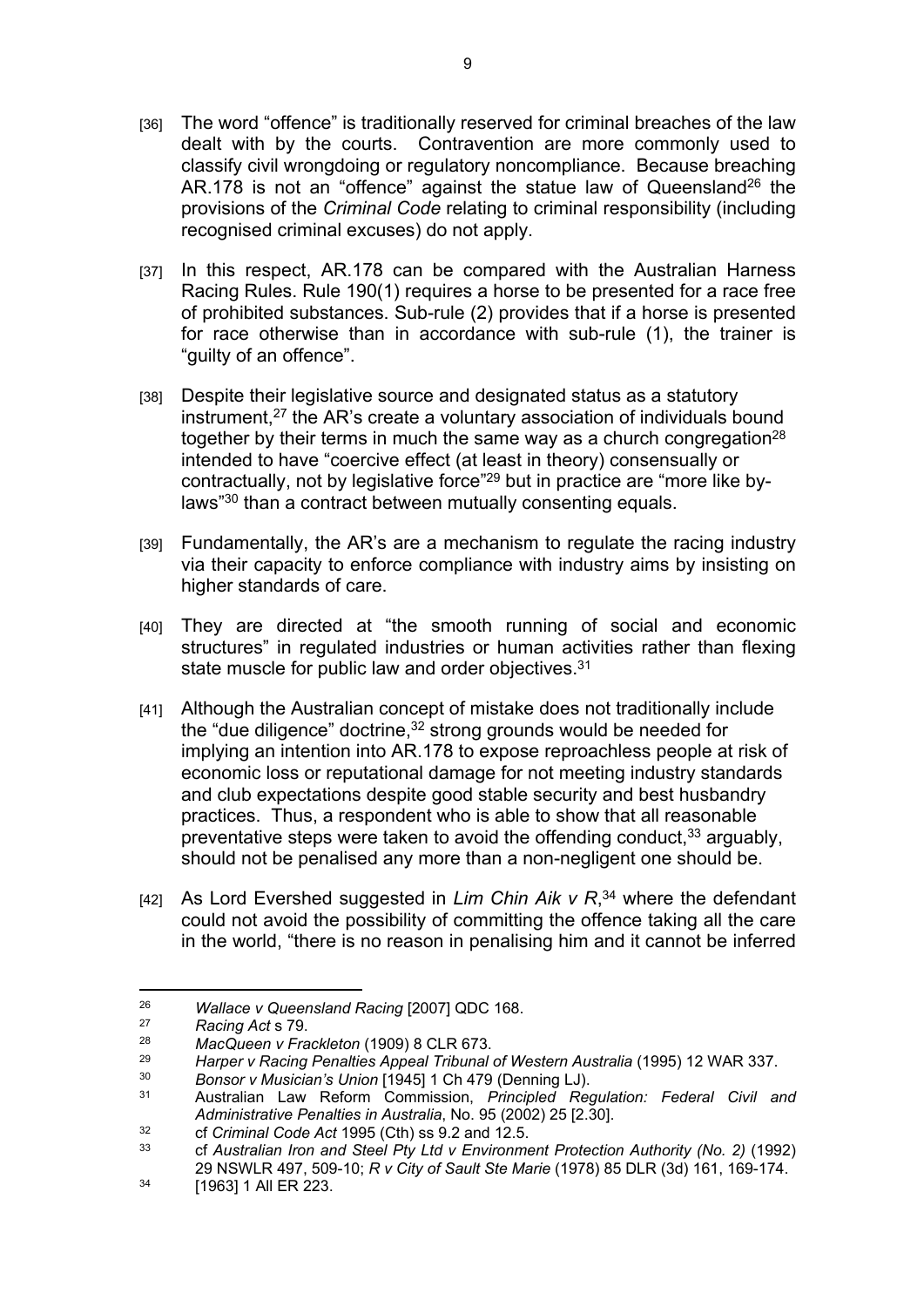[36] The word "offence" is traditionally reserved for criminal breaches of the law dealt with by the courts. Contravention are more commonly used to classify civil wrongdoing or regulatory noncompliance. Because breaching AR.178 is not an "offence" against the statue law of Queensland[26] the provisions of the *Criminal Code* relating to criminal responsibility (including recognised criminal excuses) do not apply.

[37] In this respect, AR.178 can be compared with the Australian Harness Racing Rules. Rule 190(1) requires a horse to be presented for a race free of prohibited substances. Sub-rule (2) provides that if a horse is presented for race otherwise than in accordance with sub-rule (1), the trainer is "guilty of an offence".

[38] Despite their legislative source and designated status as a statutory instrument,[27] the AR's create a voluntary association of individuals bound together by their terms in much the same way as a church congregation[28] intended to have "coercive effect (at least in theory) consensually or contractually, not by legislative force"[29] but in practice are "more like by-laws"[30] than a contract between mutually consenting equals.

[39] Fundamentally, the AR's are a mechanism to regulate the racing industry via their capacity to enforce compliance with industry aims by insisting on higher standards of care.

[40] They are directed at "the smooth running of social and economic structures" in regulated industries or human activities rather than flexing state muscle for public law and order objectives.[31]

[41] Although the Australian concept of mistake does not traditionally include the "due diligence" doctrine,[32] strong grounds would be needed for implying an intention into AR.178 to expose reproachless people at risk of economic loss or reputational damage for not meeting industry standards and club expectations despite good stable security and best husbandry practices. Thus, a respondent who is able to show that all reasonable preventative steps were taken to avoid the offending conduct,[33] arguably, should not be penalised any more than a non-negligent one should be.

[42] As Lord Evershed suggested in *Lim Chin Aik v R*,[34] where the defendant could not avoid the possibility of committing the offence taking all the care in the world, "there is no reason in penalising him and it cannot be inferred

---

[26] *Wallace v Queensland Racing* [2007] QDC 168.

[27] *Racing Act* s 79.

[28] *MacQueen v Frackleton* (1909) 8 CLR 673.

[29] *Harper v Racing Penalties Appeal Tribunal of Western Australia* (1995) 12 WAR 337.

[30] *Bonsor v Musician's Union* [1945] 1 Ch 479 (Denning LJ).

[31] Australian Law Reform Commission, *Principled Regulation: Federal Civil and Administrative Penalties in Australia*, No. 95 (2002) 25 [2.30].

[32] cf *Criminal Code Act* 1995 (Cth) ss 9.2 and 12.5.

[33] cf *Australian Iron and Steel Pty Ltd v Environment Protection Authority (No. 2)* (1992) 29 NSWLR 497, 509-10; *R v City of Sault Ste Marie* (1978) 85 DLR (3d) 161, 169-174.

[34] [1963] 1 All ER 223.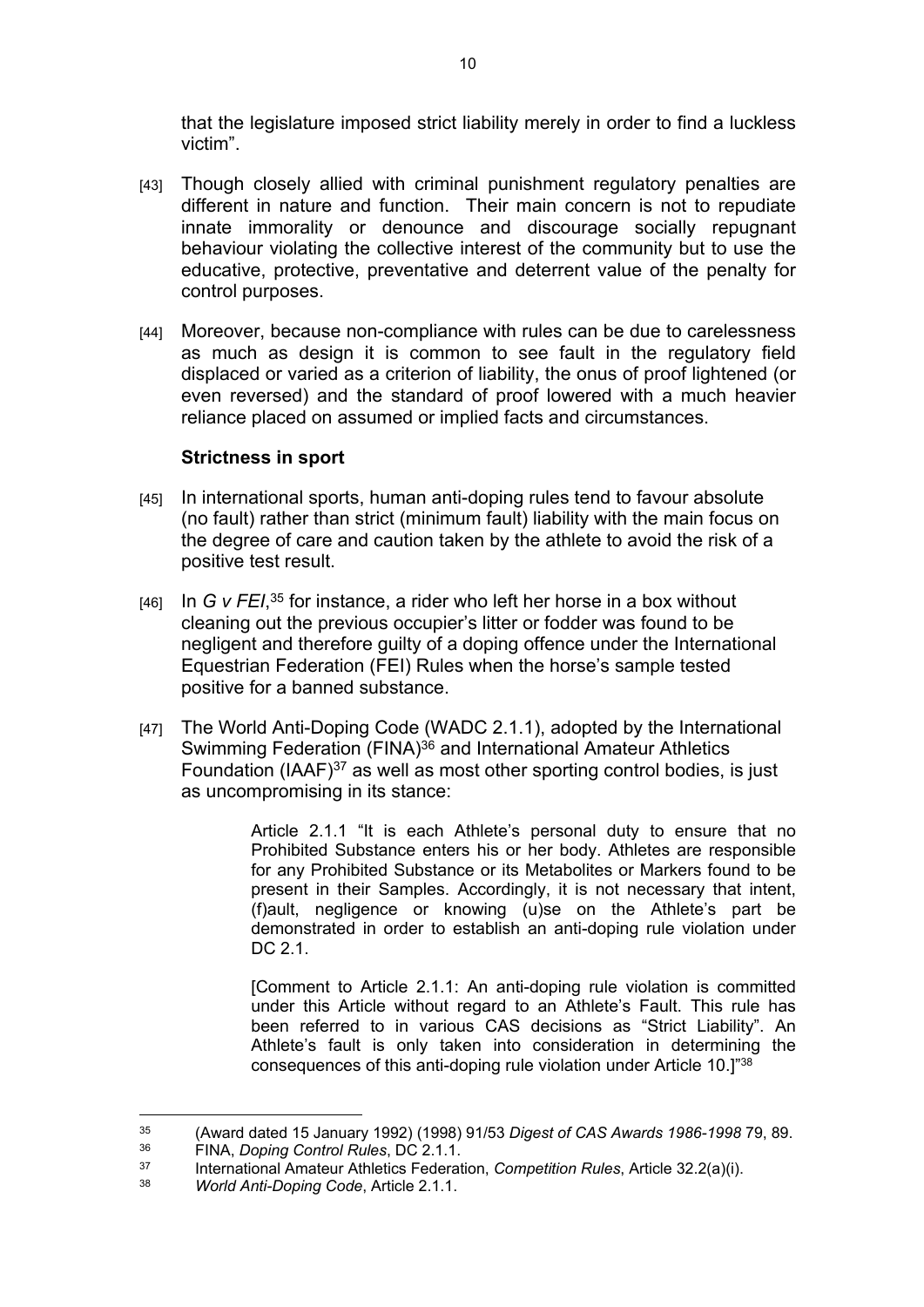that the legislature imposed strict liability merely in order to find a luckless victim".

[43] Though closely allied with criminal punishment regulatory penalties are different in nature and function. Their main concern is not to repudiate innate immorality or denounce and discourage socially repugnant behaviour violating the collective interest of the community but to use the educative, protective, preventative and deterrent value of the penalty for control purposes.

[44] Moreover, because non-compliance with rules can be due to carelessness as much as design it is common to see fault in the regulatory field displaced or varied as a criterion of liability, the onus of proof lightened (or even reversed) and the standard of proof lowered with a much heavier reliance placed on assumed or implied facts and circumstances.

### Strictness in sport

[45] In international sports, human anti-doping rules tend to favour absolute (no fault) rather than strict (minimum fault) liability with the main focus on the degree of care and caution taken by the athlete to avoid the risk of a positive test result.

[46] In *G v FEI*,[35] for instance, a rider who left her horse in a box without cleaning out the previous occupier's litter or fodder was found to be negligent and therefore guilty of a doping offence under the International Equestrian Federation (FEI) Rules when the horse's sample tested positive for a banned substance.

[47] The World Anti-Doping Code (WADC 2.1.1), adopted by the International Swimming Federation (FINA)[36] and International Amateur Athletics Foundation (IAAF)[37] as well as most other sporting control bodies, is just as uncompromising in its stance:

> Article 2.1.1 "It is each Athlete's personal duty to ensure that no Prohibited Substance enters his or her body. Athletes are responsible for any Prohibited Substance or its Metabolites or Markers found to be present in their Samples. Accordingly, it is not necessary that intent, (f)ault, negligence or knowing (u)se on the Athlete's part be demonstrated in order to establish an anti-doping rule violation under DC 2.1.
>
> [Comment to Article 2.1.1: An anti-doping rule violation is committed under this Article without regard to an Athlete's Fault. This rule has been referred to in various CAS decisions as "Strict Liability". An Athlete's fault is only taken into consideration in determining the consequences of this anti-doping rule violation under Article 10.]"[38]

---

[35] (Award dated 15 January 1992) (1998) 91/53 *Digest of CAS Awards 1986-1998* 79, 89.

[36] FINA, *Doping Control Rules*, DC 2.1.1.

[37] International Amateur Athletics Federation, *Competition Rules*, Article 32.2(a)(i).

[38] *World Anti-Doping Code*, Article 2.1.1.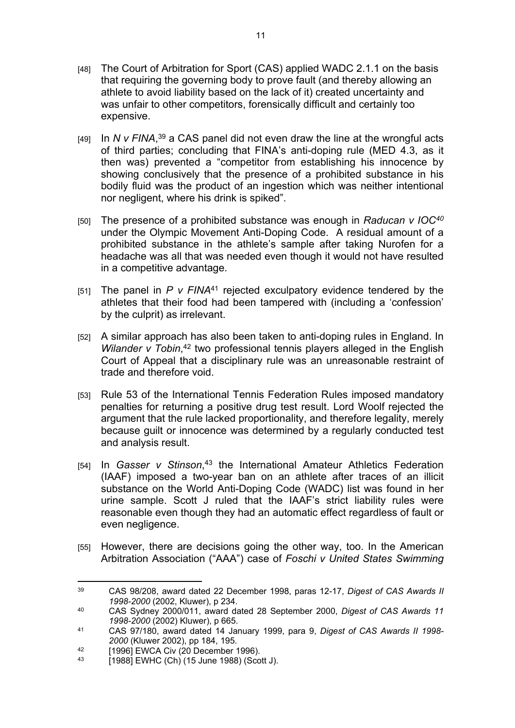[48] The Court of Arbitration for Sport (CAS) applied WADC 2.1.1 on the basis that requiring the governing body to prove fault (and thereby allowing an athlete to avoid liability based on the lack of it) created uncertainty and was unfair to other competitors, forensically difficult and certainly too expensive.

[49] In *N v FINA*,[39] a CAS panel did not even draw the line at the wrongful acts of third parties; concluding that FINA's anti-doping rule (MED 4.3, as it then was) prevented a "competitor from establishing his innocence by showing conclusively that the presence of a prohibited substance in his bodily fluid was the product of an ingestion which was neither intentional nor negligent, where his drink is spiked".

[50] The presence of a prohibited substance was enough in *Raducan v IOC*[40] under the Olympic Movement Anti-Doping Code. A residual amount of a prohibited substance in the athlete's sample after taking Nurofen for a headache was all that was needed even though it would not have resulted in a competitive advantage.

[51] The panel in *P v FINA*[41] rejected exculpatory evidence tendered by the athletes that their food had been tampered with (including a 'confession' by the culprit) as irrelevant.

[52] A similar approach has also been taken to anti-doping rules in England. In *Wilander v Tobin*,[42] two professional tennis players alleged in the English Court of Appeal that a disciplinary rule was an unreasonable restraint of trade and therefore void.

[53] Rule 53 of the International Tennis Federation Rules imposed mandatory penalties for returning a positive drug test result. Lord Woolf rejected the argument that the rule lacked proportionality, and therefore legality, merely because guilt or innocence was determined by a regularly conducted test and analysis result.

[54] In *Gasser v Stinson*,[43] the International Amateur Athletics Federation (IAAF) imposed a two-year ban on an athlete after traces of an illicit substance on the World Anti-Doping Code (WADC) list was found in her urine sample. Scott J ruled that the IAAF's strict liability rules were reasonable even though they had an automatic effect regardless of fault or even negligence.

[55] However, there are decisions going the other way, too. In the American Arbitration Association ("AAA") case of *Foschi v United States Swimming*

---

[39] CAS 98/208, award dated 22 December 1998, paras 12-17, *Digest of CAS Awards II 1998-2000* (2002, Kluwer), p 234.

[40] CAS Sydney 2000/011, award dated 28 September 2000, *Digest of CAS Awards 11 1998-2000* (2002) Kluwer), p 665.

[41] CAS 97/180, award dated 14 January 1999, para 9, *Digest of CAS Awards II 1998-2000* (Kluwer 2002), pp 184, 195.

[42] [1996] EWCA Civ (20 December 1996).

[43] [1988] EWHC (Ch) (15 June 1988) (Scott J).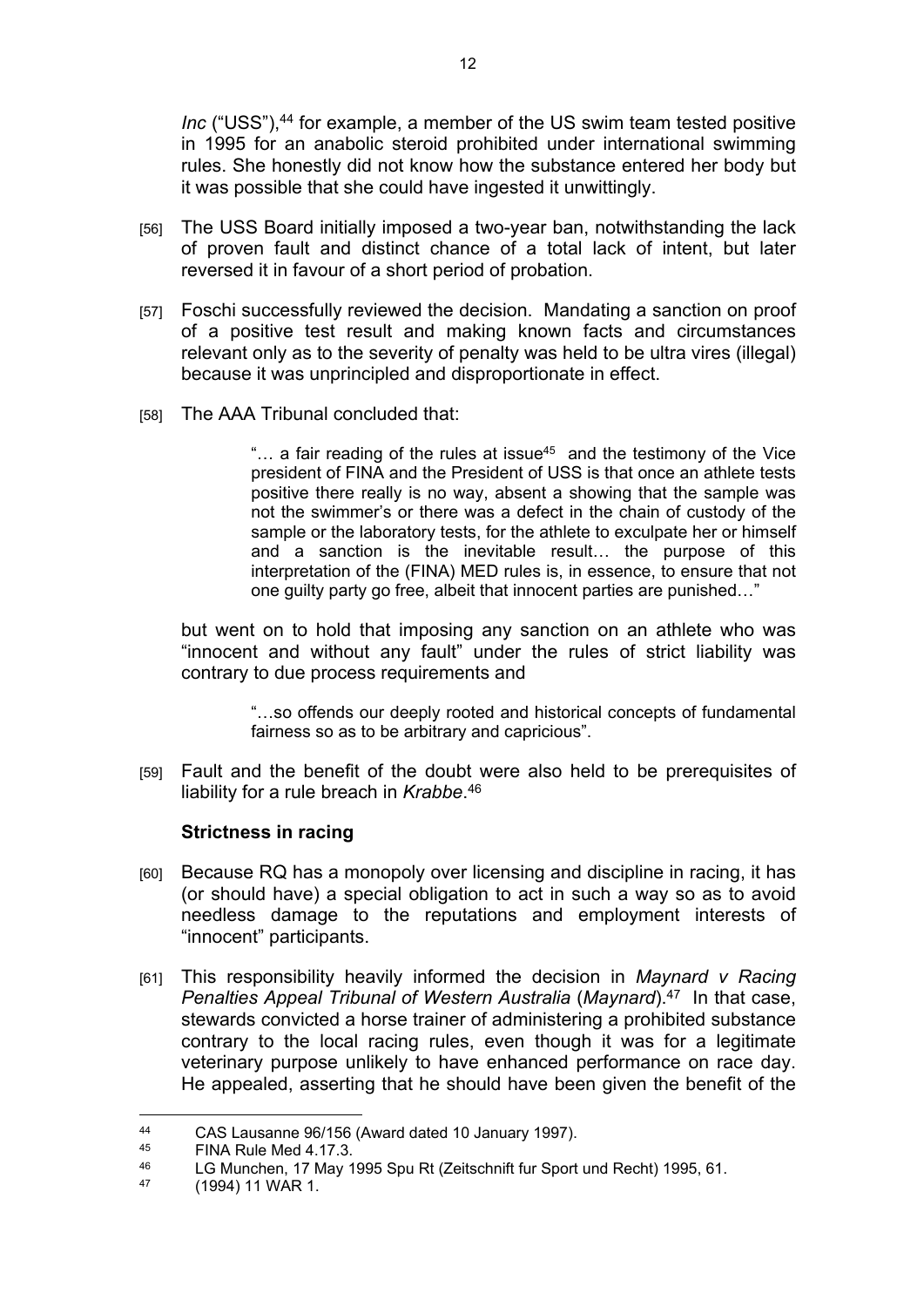*Inc* ("USS"),[44] for example, a member of the US swim team tested positive in 1995 for an anabolic steroid prohibited under international swimming rules. She honestly did not know how the substance entered her body but it was possible that she could have ingested it unwittingly.

[56] The USS Board initially imposed a two-year ban, notwithstanding the lack of proven fault and distinct chance of a total lack of intent, but later reversed it in favour of a short period of probation.

[57] Foschi successfully reviewed the decision. Mandating a sanction on proof of a positive test result and making known facts and circumstances relevant only as to the severity of penalty was held to be ultra vires (illegal) because it was unprincipled and disproportionate in effect.

[58] The AAA Tribunal concluded that:

> "… a fair reading of the rules at issue[45] and the testimony of the Vice president of FINA and the President of USS is that once an athlete tests positive there really is no way, absent a showing that the sample was not the swimmer's or there was a defect in the chain of custody of the sample or the laboratory tests, for the athlete to exculpate her or himself and a sanction is the inevitable result… the purpose of this interpretation of the (FINA) MED rules is, in essence, to ensure that not one guilty party go free, albeit that innocent parties are punished…"

but went on to hold that imposing any sanction on an athlete who was "innocent and without any fault" under the rules of strict liability was contrary to due process requirements and

> "…so offends our deeply rooted and historical concepts of fundamental fairness so as to be arbitrary and capricious".

[59] Fault and the benefit of the doubt were also held to be prerequisites of liability for a rule breach in *Krabbe*.[46]

**Strictness in racing**

[60] Because RQ has a monopoly over licensing and discipline in racing, it has (or should have) a special obligation to act in such a way so as to avoid needless damage to the reputations and employment interests of "innocent" participants.

[61] This responsibility heavily informed the decision in *Maynard v Racing Penalties Appeal Tribunal of Western Australia* (*Maynard*).[47] In that case, stewards convicted a horse trainer of administering a prohibited substance contrary to the local racing rules, even though it was for a legitimate veterinary purpose unlikely to have enhanced performance on race day. He appealed, asserting that he should have been given the benefit of the

---

[44] CAS Lausanne 96/156 (Award dated 10 January 1997).

[45] FINA Rule Med 4.17.3.

[46] LG Munchen, 17 May 1995 Spu Rt (Zeitschnift fur Sport und Recht) 1995, 61.

[47] (1994) 11 WAR 1.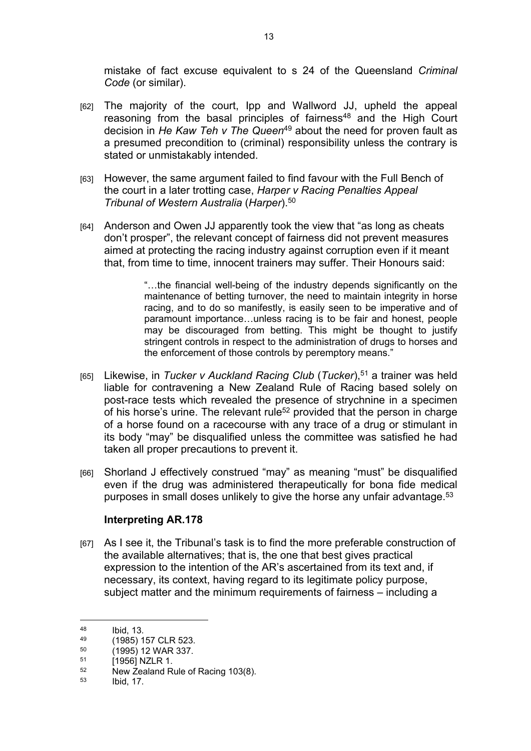mistake of fact excuse equivalent to s 24 of the Queensland *Criminal Code* (or similar).

[62] The majority of the court, Ipp and Wallword JJ, upheld the appeal reasoning from the basal principles of fairness[48] and the High Court decision in *He Kaw Teh v The Queen*[49] about the need for proven fault as a presumed precondition to (criminal) responsibility unless the contrary is stated or unmistakably intended.

[63] However, the same argument failed to find favour with the Full Bench of the court in a later trotting case, *Harper v Racing Penalties Appeal Tribunal of Western Australia* (*Harper*).[50]

[64] Anderson and Owen JJ apparently took the view that "as long as cheats don't prosper", the relevant concept of fairness did not prevent measures aimed at protecting the racing industry against corruption even if it meant that, from time to time, innocent trainers may suffer. Their Honours said:

> "…the financial well-being of the industry depends significantly on the maintenance of betting turnover, the need to maintain integrity in horse racing, and to do so manifestly, is easily seen to be imperative and of paramount importance…unless racing is to be fair and honest, people may be discouraged from betting. This might be thought to justify stringent controls in respect to the administration of drugs to horses and the enforcement of those controls by peremptory means."

[65] Likewise, in *Tucker v Auckland Racing Club* (*Tucker*),[51] a trainer was held liable for contravening a New Zealand Rule of Racing based solely on post-race tests which revealed the presence of strychnine in a specimen of his horse's urine. The relevant rule[52] provided that the person in charge of a horse found on a racecourse with any trace of a drug or stimulant in its body "may" be disqualified unless the committee was satisfied he had taken all proper precautions to prevent it.

[66] Shorland J effectively construed "may" as meaning "must" be disqualified even if the drug was administered therapeutically for bona fide medical purposes in small doses unlikely to give the horse any unfair advantage.[53]

### Interpreting AR.178

[67] As I see it, the Tribunal's task is to find the more preferable construction of the available alternatives; that is, the one that best gives practical expression to the intention of the AR's ascertained from its text and, if necessary, its context, having regard to its legitimate policy purpose, subject matter and the minimum requirements of fairness – including a

---

[48] Ibid, 13.

[49] (1985) 157 CLR 523.

[50] (1995) 12 WAR 337.

[51] [1956] NZLR 1.

[52] New Zealand Rule of Racing 103(8).

[53] Ibid, 17.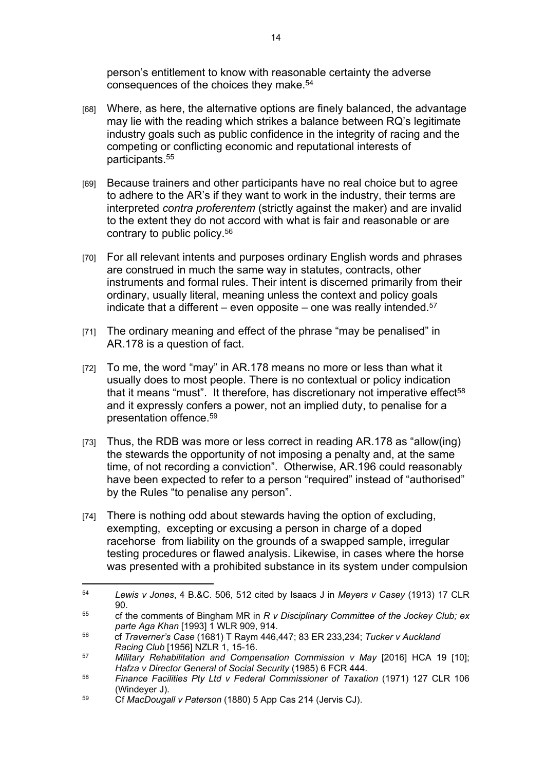person's entitlement to know with reasonable certainty the adverse consequences of the choices they make.[54]

[68] Where, as here, the alternative options are finely balanced, the advantage may lie with the reading which strikes a balance between RQ's legitimate industry goals such as public confidence in the integrity of racing and the competing or conflicting economic and reputational interests of participants.[55]

[69] Because trainers and other participants have no real choice but to agree to adhere to the AR's if they want to work in the industry, their terms are interpreted *contra proferentem* (strictly against the maker) and are invalid to the extent they do not accord with what is fair and reasonable or are contrary to public policy.[56]

[70] For all relevant intents and purposes ordinary English words and phrases are construed in much the same way in statutes, contracts, other instruments and formal rules. Their intent is discerned primarily from their ordinary, usually literal, meaning unless the context and policy goals indicate that a different – even opposite – one was really intended.[57]

[71] The ordinary meaning and effect of the phrase "may be penalised" in AR.178 is a question of fact.

[72] To me, the word "may" in AR.178 means no more or less than what it usually does to most people. There is no contextual or policy indication that it means "must". It therefore, has discretionary not imperative effect[58] and it expressly confers a power, not an implied duty, to penalise for a presentation offence.[59]

[73] Thus, the RDB was more or less correct in reading AR.178 as "allow(ing) the stewards the opportunity of not imposing a penalty and, at the same time, of not recording a conviction". Otherwise, AR.196 could reasonably have been expected to refer to a person "required" instead of "authorised" by the Rules "to penalise any person".

[74] There is nothing odd about stewards having the option of excluding, exempting, excepting or excusing a person in charge of a doped racehorse from liability on the grounds of a swapped sample, irregular testing procedures or flawed analysis. Likewise, in cases where the horse was presented with a prohibited substance in its system under compulsion

---

[54] *Lewis v Jones*, 4 B.&C. 506, 512 cited by Isaacs J in *Meyers v Casey* (1913) 17 CLR 90.

[55] cf the comments of Bingham MR in *R v Disciplinary Committee of the Jockey Club; ex parte Aga Khan* [1993] 1 WLR 909, 914.

[56] cf *Traverner's Case* (1681) T Raym 446,447; 83 ER 233,234; *Tucker v Auckland Racing Club* [1956] NZLR 1, 15-16.

[57] *Military Rehabilitation and Compensation Commission v May* [2016] HCA 19 [10]; *Hafza v Director General of Social Security* (1985) 6 FCR 444.

[58] *Finance Facilities Pty Ltd v Federal Commissioner of Taxation* (1971) 127 CLR 106 (Windeyer J).

[59] Cf *MacDougall v Paterson* (1880) 5 App Cas 214 (Jervis CJ).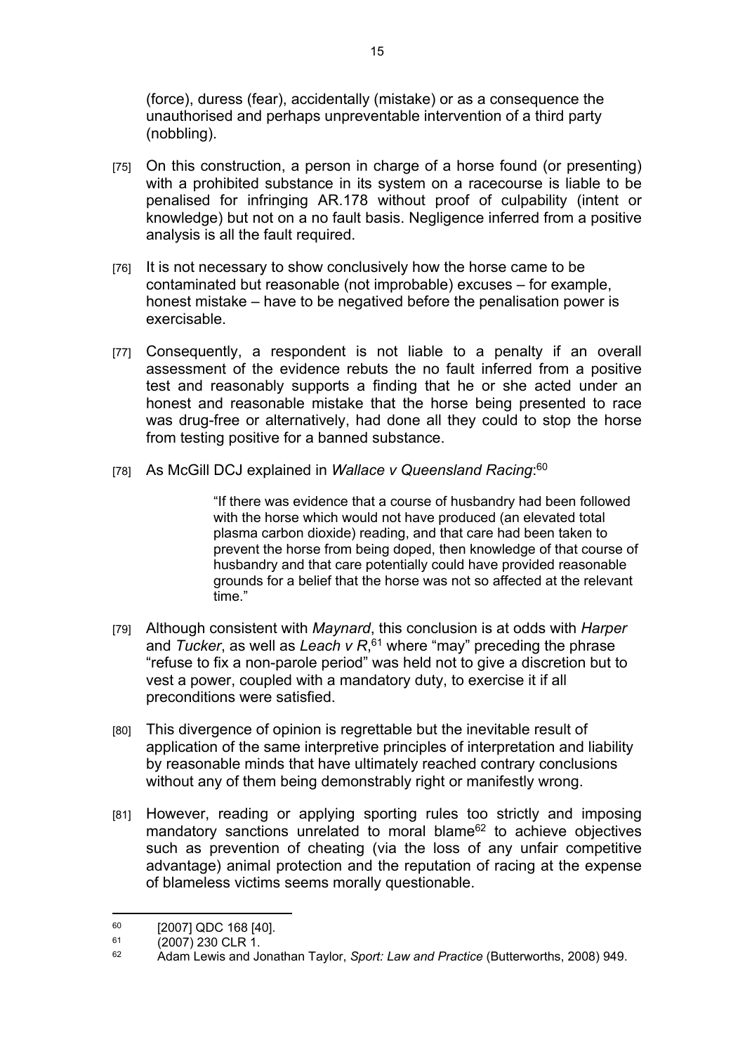(force), duress (fear), accidentally (mistake) or as a consequence the unauthorised and perhaps unpreventable intervention of a third party (nobbling).

[75] On this construction, a person in charge of a horse found (or presenting) with a prohibited substance in its system on a racecourse is liable to be penalised for infringing AR.178 without proof of culpability (intent or knowledge) but not on a no fault basis. Negligence inferred from a positive analysis is all the fault required.

[76] It is not necessary to show conclusively how the horse came to be contaminated but reasonable (not improbable) excuses – for example, honest mistake – have to be negatived before the penalisation power is exercisable.

[77] Consequently, a respondent is not liable to a penalty if an overall assessment of the evidence rebuts the no fault inferred from a positive test and reasonably supports a finding that he or she acted under an honest and reasonable mistake that the horse being presented to race was drug-free or alternatively, had done all they could to stop the horse from testing positive for a banned substance.

[78] As McGill DCJ explained in *Wallace v Queensland Racing*:[60]

> "If there was evidence that a course of husbandry had been followed with the horse which would not have produced (an elevated total plasma carbon dioxide) reading, and that care had been taken to prevent the horse from being doped, then knowledge of that course of husbandry and that care potentially could have provided reasonable grounds for a belief that the horse was not so affected at the relevant time."

[79] Although consistent with *Maynard*, this conclusion is at odds with *Harper* and *Tucker*, as well as *Leach v R*,[61] where "may" preceding the phrase "refuse to fix a non-parole period" was held not to give a discretion but to vest a power, coupled with a mandatory duty, to exercise it if all preconditions were satisfied.

[80] This divergence of opinion is regrettable but the inevitable result of application of the same interpretive principles of interpretation and liability by reasonable minds that have ultimately reached contrary conclusions without any of them being demonstrably right or manifestly wrong.

[81] However, reading or applying sporting rules too strictly and imposing mandatory sanctions unrelated to moral blame[62] to achieve objectives such as prevention of cheating (via the loss of any unfair competitive advantage) animal protection and the reputation of racing at the expense of blameless victims seems morally questionable.

---

[60] [2007] QDC 168 [40].

[61] (2007) 230 CLR 1.

[62] Adam Lewis and Jonathan Taylor, *Sport: Law and Practice* (Butterworths, 2008) 949.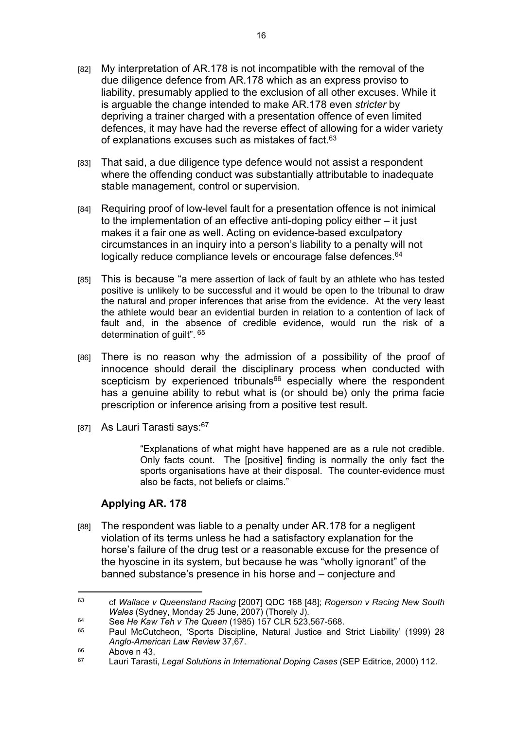[82] My interpretation of AR.178 is not incompatible with the removal of the due diligence defence from AR.178 which as an express proviso to liability, presumably applied to the exclusion of all other excuses. While it is arguable the change intended to make AR.178 even *stricter* by depriving a trainer charged with a presentation offence of even limited defences, it may have had the reverse effect of allowing for a wider variety of explanations excuses such as mistakes of fact.[63]

[83] That said, a due diligence type defence would not assist a respondent where the offending conduct was substantially attributable to inadequate stable management, control or supervision.

[84] Requiring proof of low-level fault for a presentation offence is not inimical to the implementation of an effective anti-doping policy either – it just makes it a fair one as well. Acting on evidence-based exculpatory circumstances in an inquiry into a person's liability to a penalty will not logically reduce compliance levels or encourage false defences.[64]

[85] This is because "a mere assertion of lack of fault by an athlete who has tested positive is unlikely to be successful and it would be open to the tribunal to draw the natural and proper inferences that arise from the evidence. At the very least the athlete would bear an evidential burden in relation to a contention of lack of fault and, in the absence of credible evidence, would run the risk of a determination of guilt". [65]

[86] There is no reason why the admission of a possibility of the proof of innocence should derail the disciplinary process when conducted with scepticism by experienced tribunals[66] especially where the respondent has a genuine ability to rebut what is (or should be) only the prima facie prescription or inference arising from a positive test result.

[87] As Lauri Tarasti says:[67]

> "Explanations of what might have happened are as a rule not credible. Only facts count. The [positive] finding is normally the only fact the sports organisations have at their disposal. The counter-evidence must also be facts, not beliefs or claims."

### Applying AR. 178

[88] The respondent was liable to a penalty under AR.178 for a negligent violation of its terms unless he had a satisfactory explanation for the horse's failure of the drug test or a reasonable excuse for the presence of the hyoscine in its system, but because he was "wholly ignorant" of the banned substance's presence in his horse and – conjecture and

---

[63] cf *Wallace v Queensland Racing* [2007] QDC 168 [48]; *Rogerson v Racing New South Wales* (Sydney, Monday 25 June, 2007) (Thorely J).

[64] See *He Kaw Teh v The Queen* (1985) 157 CLR 523,567-568.

[65] Paul McCutcheon, 'Sports Discipline, Natural Justice and Strict Liability' (1999) 28 *Anglo-American Law Review* 37,67.

[66] Above n 43.

[67] Lauri Tarasti, *Legal Solutions in International Doping Cases* (SEP Editrice, 2000) 112.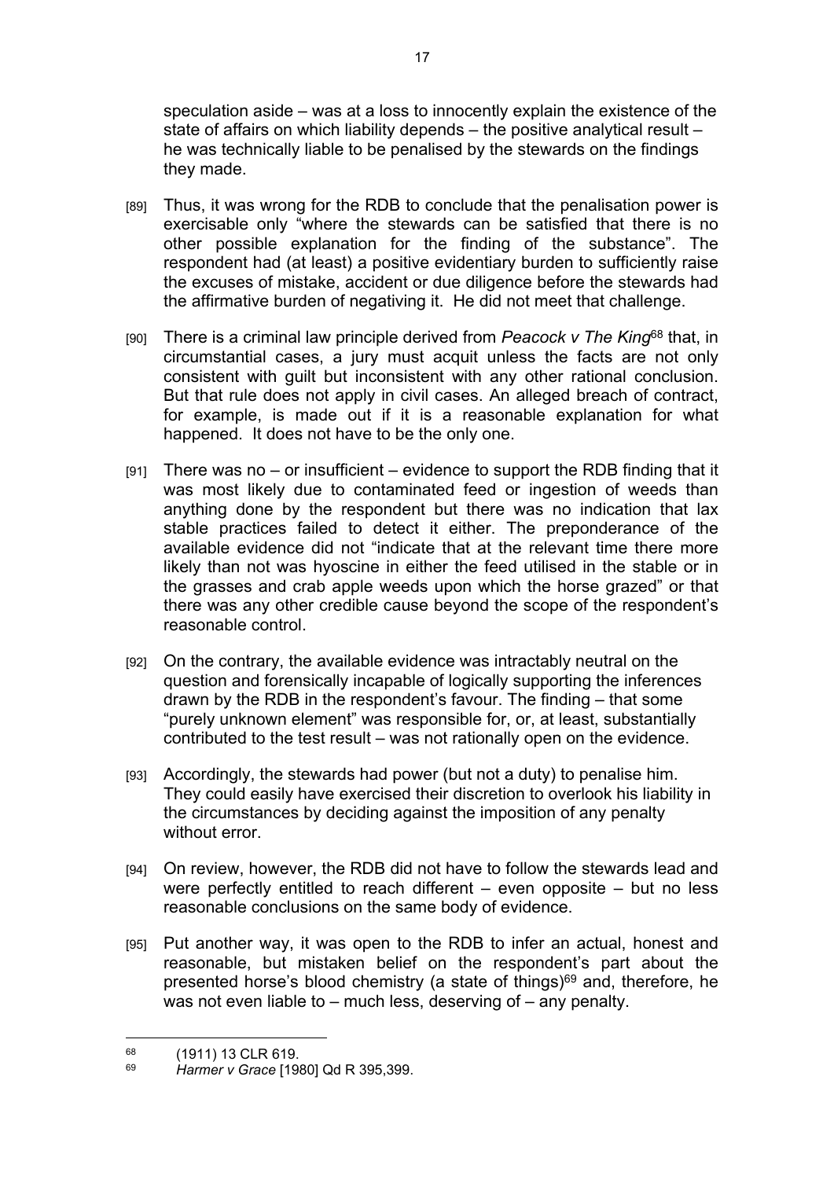speculation aside – was at a loss to innocently explain the existence of the state of affairs on which liability depends – the positive analytical result – he was technically liable to be penalised by the stewards on the findings they made.

[89] Thus, it was wrong for the RDB to conclude that the penalisation power is exercisable only "where the stewards can be satisfied that there is no other possible explanation for the finding of the substance". The respondent had (at least) a positive evidentiary burden to sufficiently raise the excuses of mistake, accident or due diligence before the stewards had the affirmative burden of negativing it. He did not meet that challenge.

[90] There is a criminal law principle derived from *Peacock v The King*[68] that, in circumstantial cases, a jury must acquit unless the facts are not only consistent with guilt but inconsistent with any other rational conclusion. But that rule does not apply in civil cases. An alleged breach of contract, for example, is made out if it is a reasonable explanation for what happened. It does not have to be the only one.

[91] There was no – or insufficient – evidence to support the RDB finding that it was most likely due to contaminated feed or ingestion of weeds than anything done by the respondent but there was no indication that lax stable practices failed to detect it either. The preponderance of the available evidence did not "indicate that at the relevant time there more likely than not was hyoscine in either the feed utilised in the stable or in the grasses and crab apple weeds upon which the horse grazed" or that there was any other credible cause beyond the scope of the respondent's reasonable control.

[92] On the contrary, the available evidence was intractably neutral on the question and forensically incapable of logically supporting the inferences drawn by the RDB in the respondent's favour. The finding – that some "purely unknown element" was responsible for, or, at least, substantially contributed to the test result – was not rationally open on the evidence.

[93] Accordingly, the stewards had power (but not a duty) to penalise him. They could easily have exercised their discretion to overlook his liability in the circumstances by deciding against the imposition of any penalty without error.

[94] On review, however, the RDB did not have to follow the stewards lead and were perfectly entitled to reach different – even opposite – but no less reasonable conclusions on the same body of evidence.

[95] Put another way, it was open to the RDB to infer an actual, honest and reasonable, but mistaken belief on the respondent's part about the presented horse's blood chemistry (a state of things)[69] and, therefore, he was not even liable to – much less, deserving of – any penalty.

---

[68] (1911) 13 CLR 619.

[69] *Harmer v Grace* [1980] Qd R 395,399.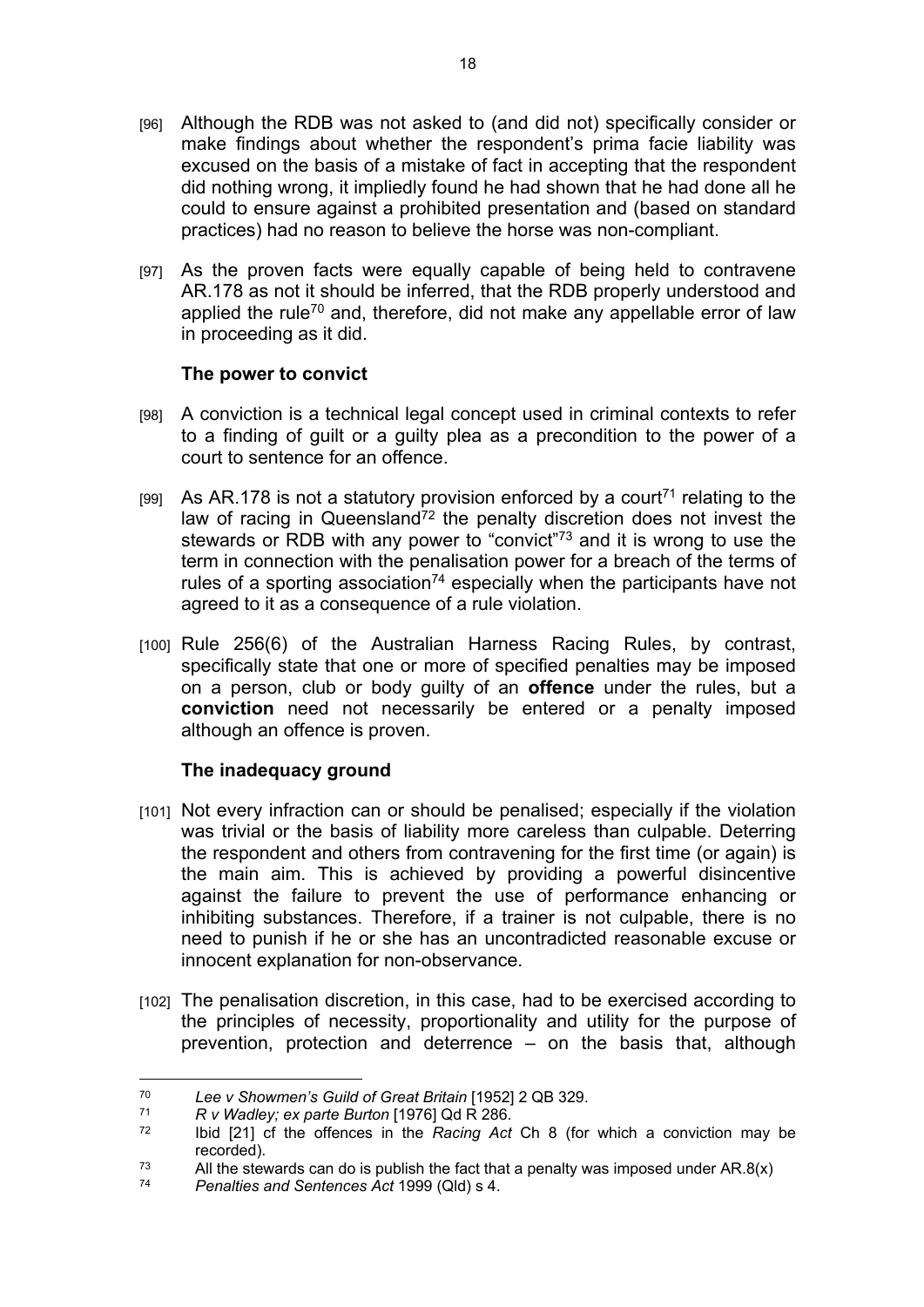[96] Although the RDB was not asked to (and did not) specifically consider or make findings about whether the respondent's prima facie liability was excused on the basis of a mistake of fact in accepting that the respondent did nothing wrong, it impliedly found he had shown that he had done all he could to ensure against a prohibited presentation and (based on standard practices) had no reason to believe the horse was non-compliant.

[97] As the proven facts were equally capable of being held to contravene AR.178 as not it should be inferred, that the RDB properly understood and applied the rule[70] and, therefore, did not make any appellable error of law in proceeding as it did.

### The power to convict

[98] A conviction is a technical legal concept used in criminal contexts to refer to a finding of guilt or a guilty plea as a precondition to the power of a court to sentence for an offence.

[99] As AR.178 is not a statutory provision enforced by a court[71] relating to the law of racing in Queensland[72] the penalty discretion does not invest the stewards or RDB with any power to "convict"[73] and it is wrong to use the term in connection with the penalisation power for a breach of the terms of rules of a sporting association[74] especially when the participants have not agreed to it as a consequence of a rule violation.

[100] Rule 256(6) of the Australian Harness Racing Rules, by contrast, specifically state that one or more of specified penalties may be imposed on a person, club or body guilty of an **offence** under the rules, but a **conviction** need not necessarily be entered or a penalty imposed although an offence is proven.

### The inadequacy ground

[101] Not every infraction can or should be penalised; especially if the violation was trivial or the basis of liability more careless than culpable. Deterring the respondent and others from contravening for the first time (or again) is the main aim. This is achieved by providing a powerful disincentive against the failure to prevent the use of performance enhancing or inhibiting substances. Therefore, if a trainer is not culpable, there is no need to punish if he or she has an uncontradicted reasonable excuse or innocent explanation for non-observance.

[102] The penalisation discretion, in this case, had to be exercised according to the principles of necessity, proportionality and utility for the purpose of prevention, protection and deterrence – on the basis that, although

---

[70] *Lee v Showmen's Guild of Great Britain* [1952] 2 QB 329.

[71] *R v Wadley; ex parte Burton* [1976] Qd R 286.

[72] Ibid [21] cf the offences in the *Racing Act* Ch 8 (for which a conviction may be recorded).

[73] All the stewards can do is publish the fact that a penalty was imposed under AR.8(x)

[74] *Penalties and Sentences Act* 1999 (Qld) s 4.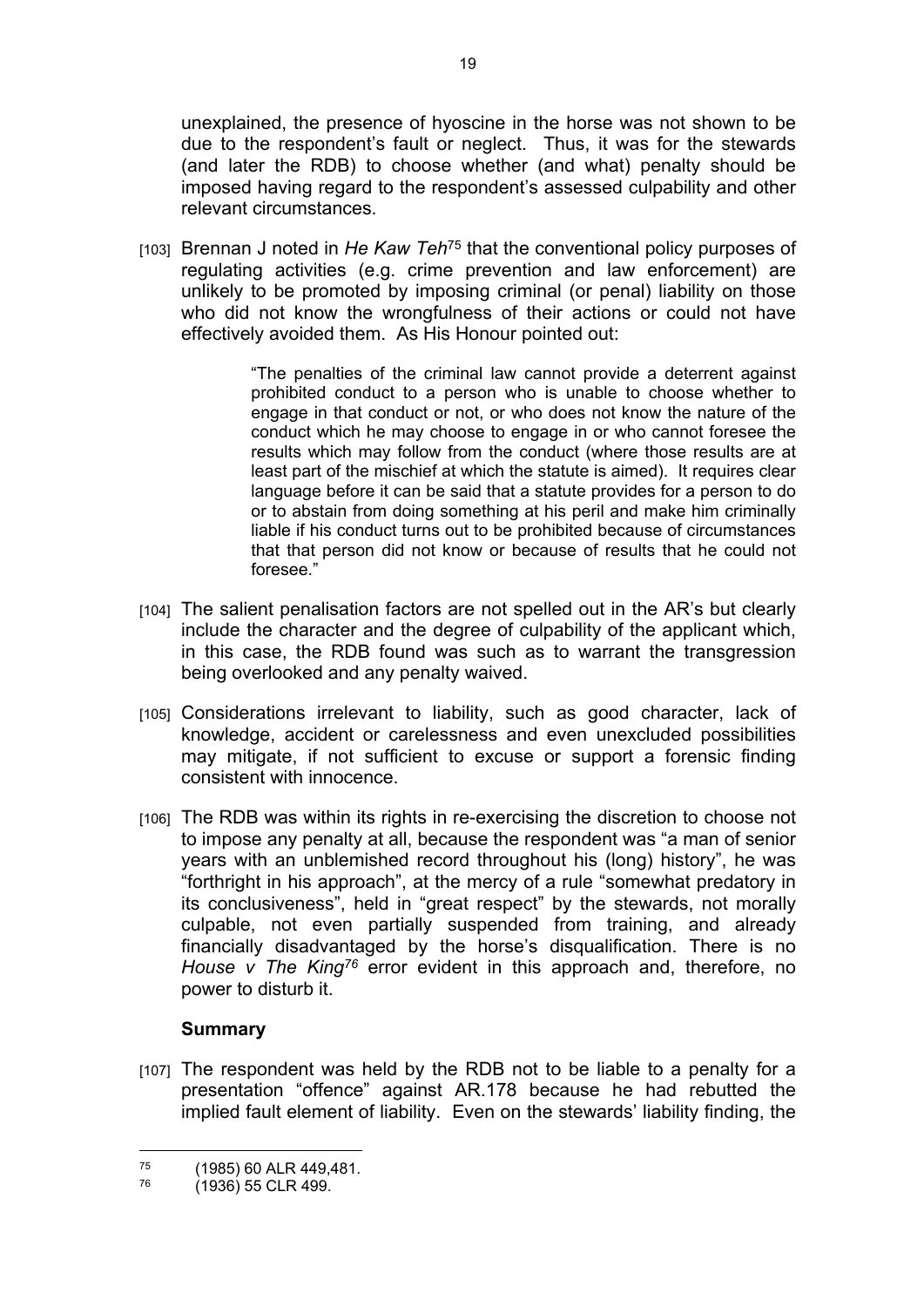unexplained, the presence of hyoscine in the horse was not shown to be due to the respondent's fault or neglect. Thus, it was for the stewards (and later the RDB) to choose whether (and what) penalty should be imposed having regard to the respondent's assessed culpability and other relevant circumstances.

[103] Brennan J noted in *He Kaw Teh*[75] that the conventional policy purposes of regulating activities (e.g. crime prevention and law enforcement) are unlikely to be promoted by imposing criminal (or penal) liability on those who did not know the wrongfulness of their actions or could not have effectively avoided them. As His Honour pointed out:

> "The penalties of the criminal law cannot provide a deterrent against prohibited conduct to a person who is unable to choose whether to engage in that conduct or not, or who does not know the nature of the conduct which he may choose to engage in or who cannot foresee the results which may follow from the conduct (where those results are at least part of the mischief at which the statute is aimed). It requires clear language before it can be said that a statute provides for a person to do or to abstain from doing something at his peril and make him criminally liable if his conduct turns out to be prohibited because of circumstances that that person did not know or because of results that he could not foresee."

[104] The salient penalisation factors are not spelled out in the AR's but clearly include the character and the degree of culpability of the applicant which, in this case, the RDB found was such as to warrant the transgression being overlooked and any penalty waived.

[105] Considerations irrelevant to liability, such as good character, lack of knowledge, accident or carelessness and even unexcluded possibilities may mitigate, if not sufficient to excuse or support a forensic finding consistent with innocence.

[106] The RDB was within its rights in re-exercising the discretion to choose not to impose any penalty at all, because the respondent was "a man of senior years with an unblemished record throughout his (long) history", he was "forthright in his approach", at the mercy of a rule "somewhat predatory in its conclusiveness", held in "great respect" by the stewards, not morally culpable, not even partially suspended from training, and already financially disadvantaged by the horse's disqualification. There is no *House v The King*[76] error evident in this approach and, therefore, no power to disturb it.

## Summary

[107] The respondent was held by the RDB not to be liable to a penalty for a presentation "offence" against AR.178 because he had rebutted the implied fault element of liability. Even on the stewards' liability finding, the

---

[75] (1985) 60 ALR 449,481.

[76] (1936) 55 CLR 499.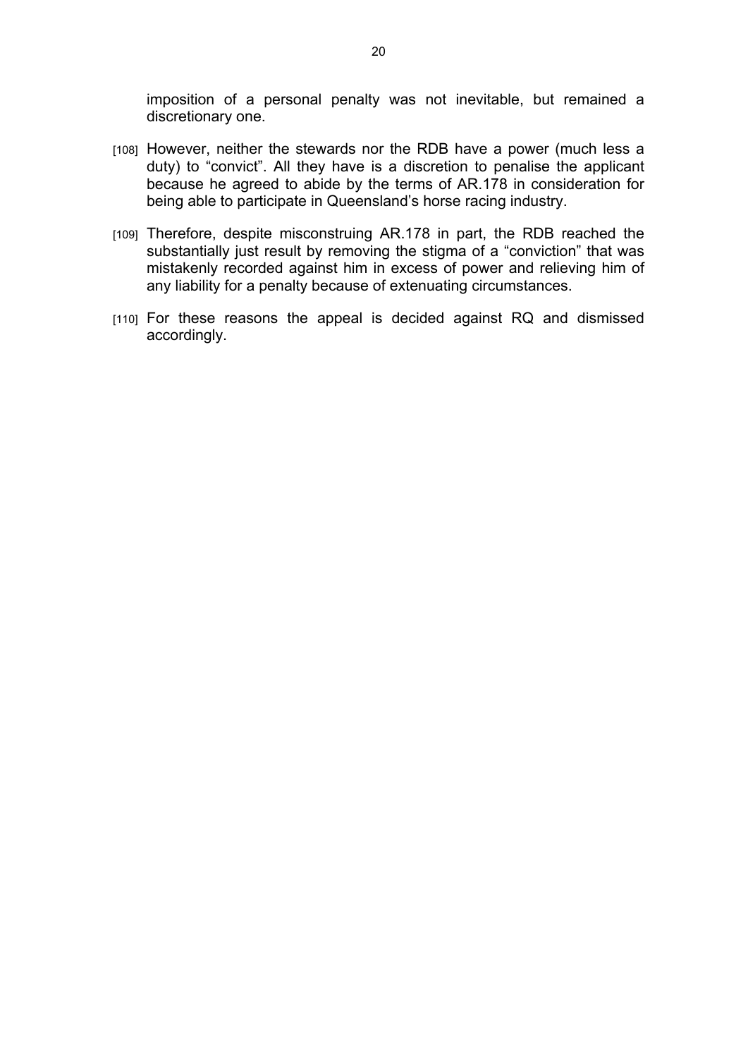imposition of a personal penalty was not inevitable, but remained a discretionary one.

[108] However, neither the stewards nor the RDB have a power (much less a duty) to "convict". All they have is a discretion to penalise the applicant because he agreed to abide by the terms of AR.178 in consideration for being able to participate in Queensland's horse racing industry.

[109] Therefore, despite misconstruing AR.178 in part, the RDB reached the substantially just result by removing the stigma of a "conviction" that was mistakenly recorded against him in excess of power and relieving him of any liability for a penalty because of extenuating circumstances.

[110] For these reasons the appeal is decided against RQ and dismissed accordingly.